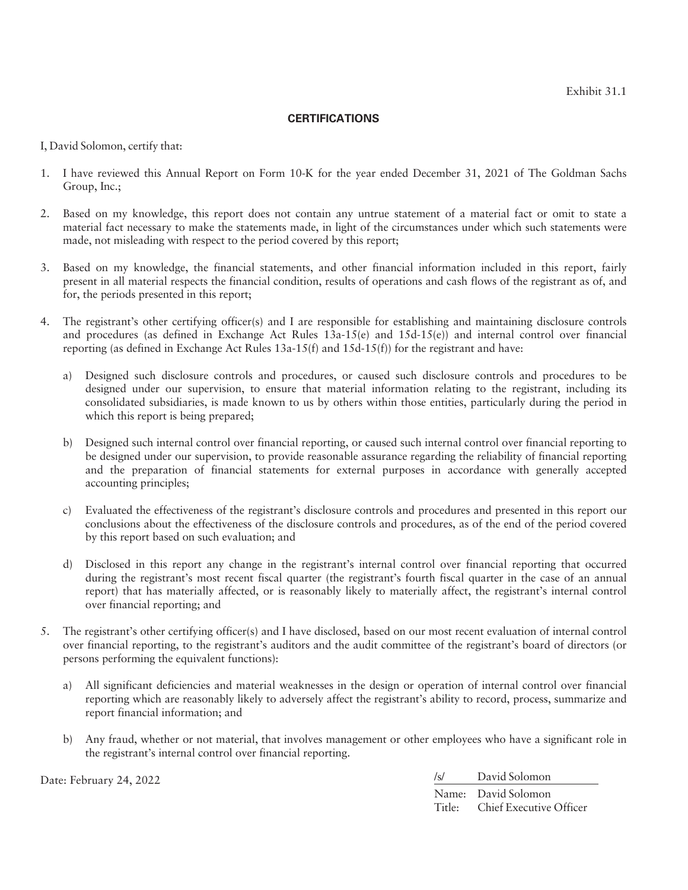Exhibit 31.1

## CERTIFICATIONS

I, David Solomon, certify that:

1. I have reviewed this Annual Report on Form 10-K for the year ended December 31, 2021 of The Goldman Sachs Group, Inc.;

2. Based on my knowledge, this report does not contain any untrue statement of a material fact or omit to state a material fact necessary to make the statements made, in light of the circumstances under which such statements were made, not misleading with respect to the period covered by this report;

3. Based on my knowledge, the financial statements, and other financial information included in this report, fairly present in all material respects the financial condition, results of operations and cash flows of the registrant as of, and for, the periods presented in this report;

4. The registrant's other certifying officer(s) and I are responsible for establishing and maintaining disclosure controls and procedures (as defined in Exchange Act Rules 13a-15(e) and 15d-15(e)) and internal control over financial reporting (as defined in Exchange Act Rules 13a-15(f) and 15d-15(f)) for the registrant and have:

   a) Designed such disclosure controls and procedures, or caused such disclosure controls and procedures to be designed under our supervision, to ensure that material information relating to the registrant, including its consolidated subsidiaries, is made known to us by others within those entities, particularly during the period in which this report is being prepared;

   b) Designed such internal control over financial reporting, or caused such internal control over financial reporting to be designed under our supervision, to provide reasonable assurance regarding the reliability of financial reporting and the preparation of financial statements for external purposes in accordance with generally accepted accounting principles;

   c) Evaluated the effectiveness of the registrant's disclosure controls and procedures and presented in this report our conclusions about the effectiveness of the disclosure controls and procedures, as of the end of the period covered by this report based on such evaluation; and

   d) Disclosed in this report any change in the registrant's internal control over financial reporting that occurred during the registrant's most recent fiscal quarter (the registrant's fourth fiscal quarter in the case of an annual report) that has materially affected, or is reasonably likely to materially affect, the registrant's internal control over financial reporting; and

5. The registrant's other certifying officer(s) and I have disclosed, based on our most recent evaluation of internal control over financial reporting, to the registrant's auditors and the audit committee of the registrant's board of directors (or persons performing the equivalent functions):

   a) All significant deficiencies and material weaknesses in the design or operation of internal control over financial reporting which are reasonably likely to adversely affect the registrant's ability to record, process, summarize and report financial information; and

   b) Any fraud, whether or not material, that involves management or other employees who have a significant role in the registrant's internal control over financial reporting.

Date: February 24, 2022

/s/ David Solomon

Name: David Solomon
Title: Chief Executive Officer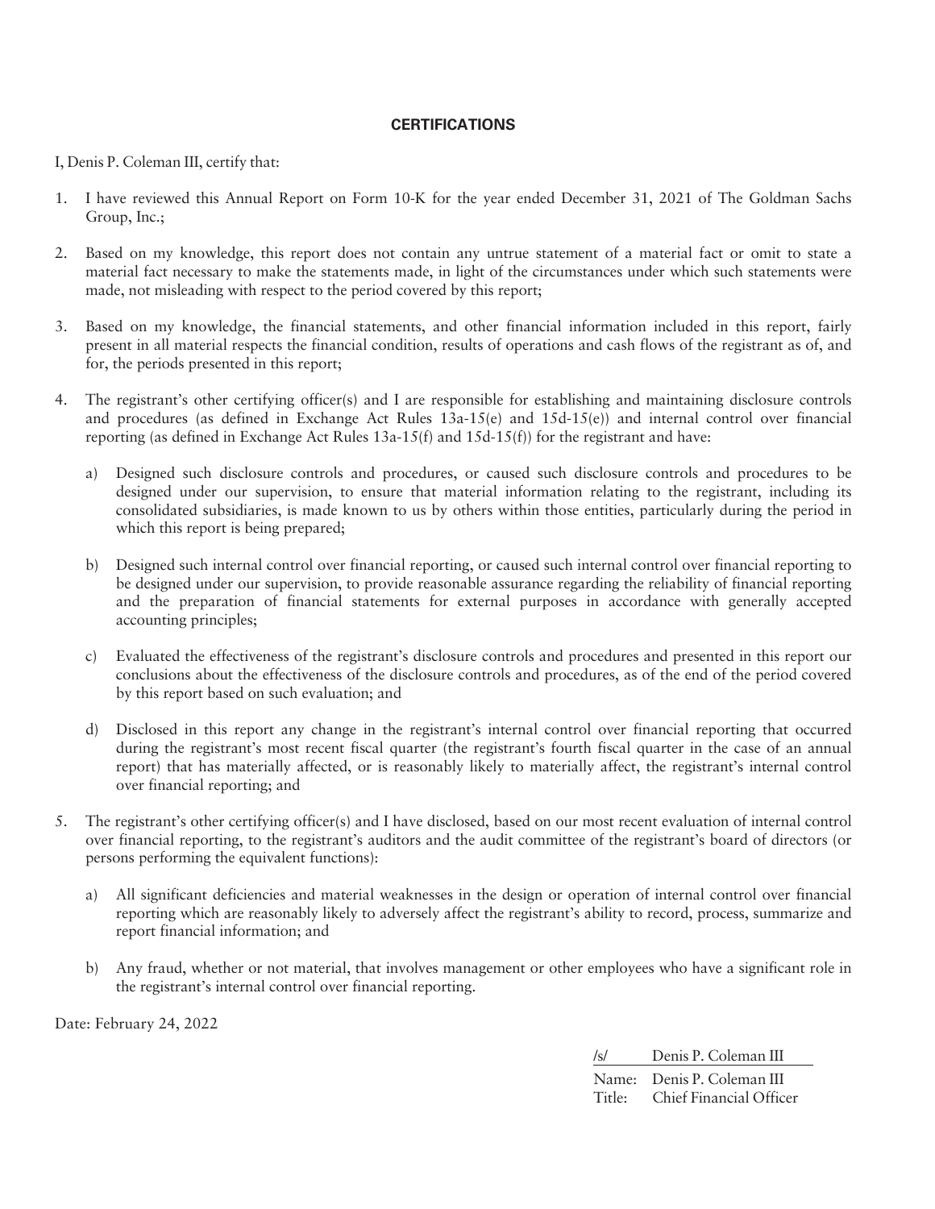**CERTIFICATIONS**

I, Denis P. Coleman III, certify that:

1. I have reviewed this Annual Report on Form 10-K for the year ended December 31, 2021 of The Goldman Sachs Group, Inc.;

2. Based on my knowledge, this report does not contain any untrue statement of a material fact or omit to state a material fact necessary to make the statements made, in light of the circumstances under which such statements were made, not misleading with respect to the period covered by this report;

3. Based on my knowledge, the financial statements, and other financial information included in this report, fairly present in all material respects the financial condition, results of operations and cash flows of the registrant as of, and for, the periods presented in this report;

4. The registrant's other certifying officer(s) and I are responsible for establishing and maintaining disclosure controls and procedures (as defined in Exchange Act Rules 13a-15(e) and 15d-15(e)) and internal control over financial reporting (as defined in Exchange Act Rules 13a-15(f) and 15d-15(f)) for the registrant and have:

   a) Designed such disclosure controls and procedures, or caused such disclosure controls and procedures to be designed under our supervision, to ensure that material information relating to the registrant, including its consolidated subsidiaries, is made known to us by others within those entities, particularly during the period in which this report is being prepared;

   b) Designed such internal control over financial reporting, or caused such internal control over financial reporting to be designed under our supervision, to provide reasonable assurance regarding the reliability of financial reporting and the preparation of financial statements for external purposes in accordance with generally accepted accounting principles;

   c) Evaluated the effectiveness of the registrant's disclosure controls and procedures and presented in this report our conclusions about the effectiveness of the disclosure controls and procedures, as of the end of the period covered by this report based on such evaluation; and

   d) Disclosed in this report any change in the registrant's internal control over financial reporting that occurred during the registrant's most recent fiscal quarter (the registrant's fourth fiscal quarter in the case of an annual report) that has materially affected, or is reasonably likely to materially affect, the registrant's internal control over financial reporting; and

5. The registrant's other certifying officer(s) and I have disclosed, based on our most recent evaluation of internal control over financial reporting, to the registrant's auditors and the audit committee of the registrant's board of directors (or persons performing the equivalent functions):

   a) All significant deficiencies and material weaknesses in the design or operation of internal control over financial reporting which are reasonably likely to adversely affect the registrant's ability to record, process, summarize and report financial information; and

   b) Any fraud, whether or not material, that involves management or other employees who have a significant role in the registrant's internal control over financial reporting.

Date: February 24, 2022

/s/ Denis P. Coleman III

Name: Denis P. Coleman III
Title: Chief Financial Officer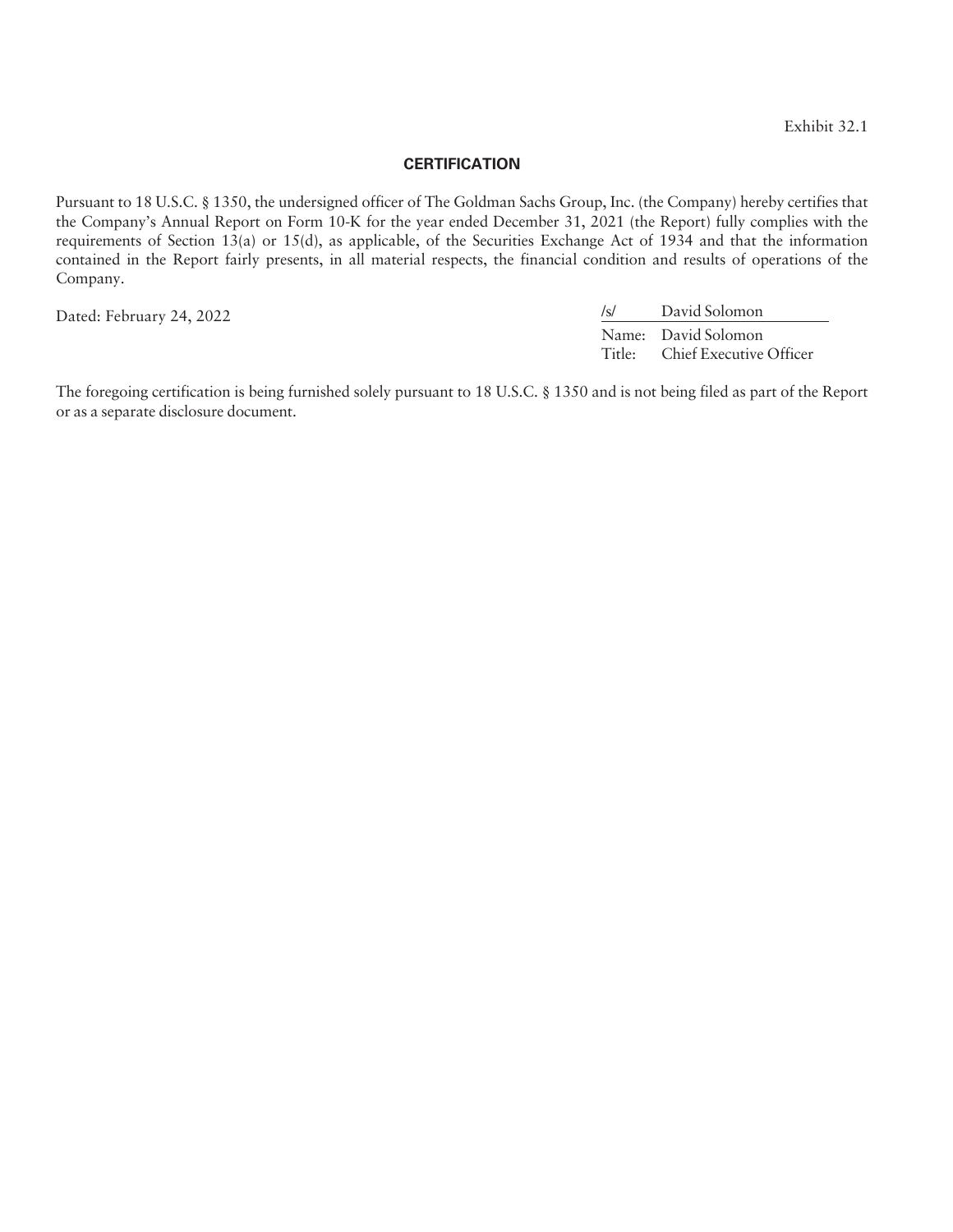Exhibit 32.1

## CERTIFICATION

Pursuant to 18 U.S.C. § 1350, the undersigned officer of The Goldman Sachs Group, Inc. (the Company) hereby certifies that the Company's Annual Report on Form 10-K for the year ended December 31, 2021 (the Report) fully complies with the requirements of Section 13(a) or 15(d), as applicable, of the Securities Exchange Act of 1934 and that the information contained in the Report fairly presents, in all material respects, the financial condition and results of operations of the Company.

Dated: February 24, 2022

/s/ David Solomon

Name: David Solomon
Title: Chief Executive Officer

The foregoing certification is being furnished solely pursuant to 18 U.S.C. § 1350 and is not being filed as part of the Report or as a separate disclosure document.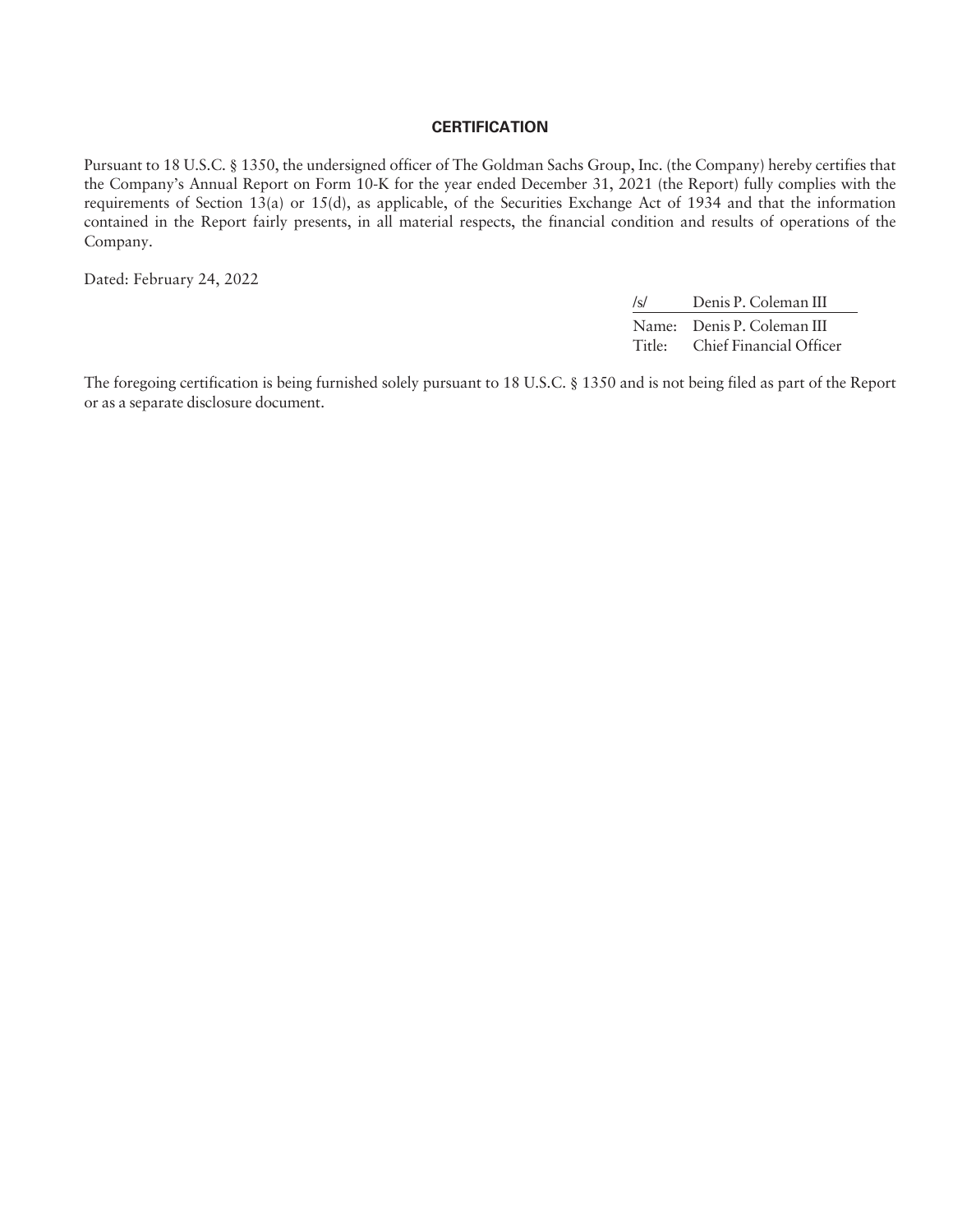## CERTIFICATION

Pursuant to 18 U.S.C. § 1350, the undersigned officer of The Goldman Sachs Group, Inc. (the Company) hereby certifies that the Company's Annual Report on Form 10-K for the year ended December 31, 2021 (the Report) fully complies with the requirements of Section 13(a) or 15(d), as applicable, of the Securities Exchange Act of 1934 and that the information contained in the Report fairly presents, in all material respects, the financial condition and results of operations of the Company.

Dated: February 24, 2022

/s/ Denis P. Coleman III

Name: Denis P. Coleman III

Title: Chief Financial Officer

The foregoing certification is being furnished solely pursuant to 18 U.S.C. § 1350 and is not being filed as part of the Report or as a separate disclosure document.